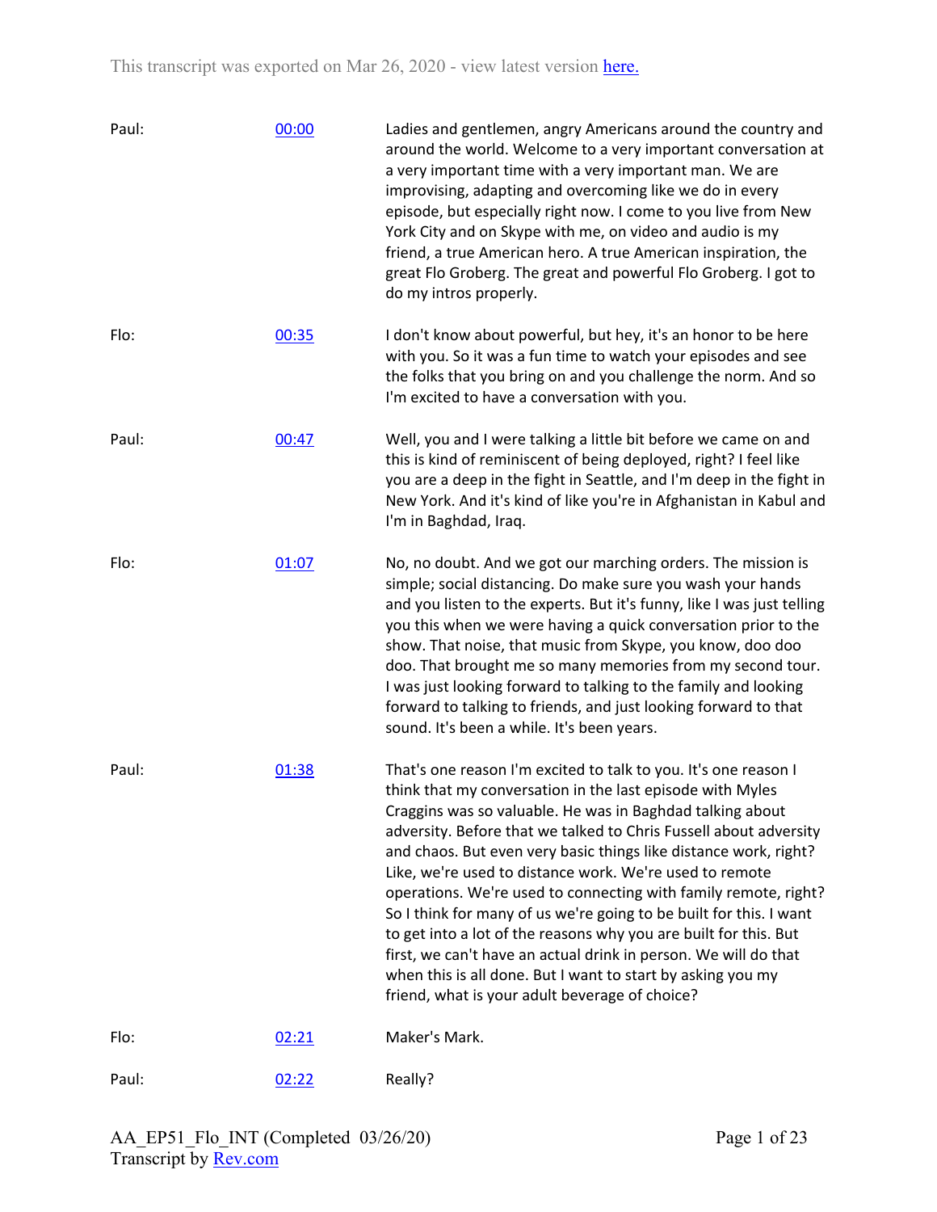This transcript was exported on Mar 26, 2020 - view latest version here.

| | | |
|---|---|---|
| Paul: | 00:00 | Ladies and gentlemen, angry Americans around the country and around the world. Welcome to a very important conversation at a very important time with a very important man. We are improvising, adapting and overcoming like we do in every episode, but especially right now. I come to you live from New York City and on Skype with me, on video and audio is my friend, a true American hero. A true American inspiration, the great Flo Groberg. The great and powerful Flo Groberg. I got to do my intros properly. |
| Flo: | 00:35 | I don't know about powerful, but hey, it's an honor to be here with you. So it was a fun time to watch your episodes and see the folks that you bring on and you challenge the norm. And so I'm excited to have a conversation with you. |
| Paul: | 00:47 | Well, you and I were talking a little bit before we came on and this is kind of reminiscent of being deployed, right? I feel like you are a deep in the fight in Seattle, and I'm deep in the fight in New York. And it's kind of like you're in Afghanistan in Kabul and I'm in Baghdad, Iraq. |
| Flo: | 01:07 | No, no doubt. And we got our marching orders. The mission is simple; social distancing. Do make sure you wash your hands and you listen to the experts. But it's funny, like I was just telling you this when we were having a quick conversation prior to the show. That noise, that music from Skype, you know, doo doo doo. That brought me so many memories from my second tour. I was just looking forward to talking to the family and looking forward to talking to friends, and just looking forward to that sound. It's been a while. It's been years. |
| Paul: | 01:38 | That's one reason I'm excited to talk to you. It's one reason I think that my conversation in the last episode with Myles Craggins was so valuable. He was in Baghdad talking about adversity. Before that we talked to Chris Fussell about adversity and chaos. But even very basic things like distance work, right? Like, we're used to distance work. We're used to remote operations. We're used to connecting with family remote, right? So I think for many of us we're going to be built for this. I want to get into a lot of the reasons why you are built for this. But first, we can't have an actual drink in person. We will do that when this is all done. But I want to start by asking you my friend, what is your adult beverage of choice? |
| Flo: | 02:21 | Maker's Mark. |
| Paul: | 02:22 | Really? |

AA_EP51_Flo_INT (Completed 03/26/20)
Transcript by Rev.com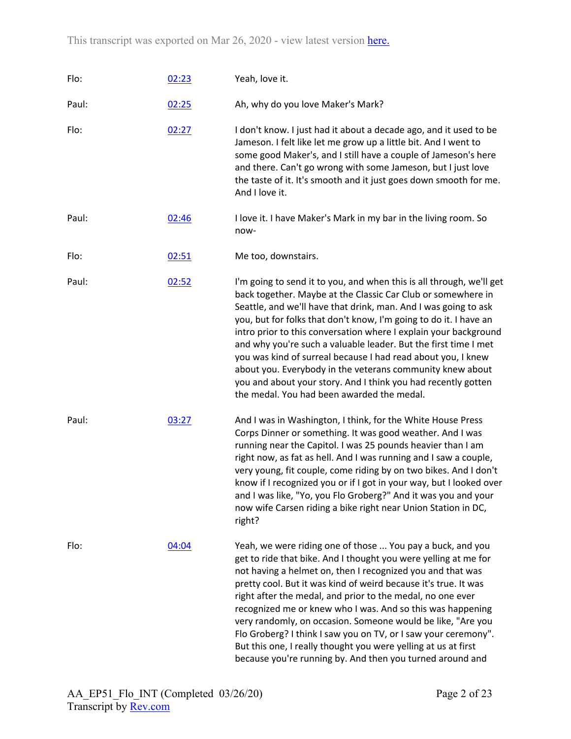| | | |
|---|---|---|
| Flo: | [02:23] | Yeah, love it. |
| Paul: | [02:25] | Ah, why do you love Maker's Mark? |
| Flo: | [02:27] | I don't know. I just had it about a decade ago, and it used to be Jameson. I felt like let me grow up a little bit. And I went to some good Maker's, and I still have a couple of Jameson's here and there. Can't go wrong with some Jameson, but I just love the taste of it. It's smooth and it just goes down smooth for me. And I love it. |
| Paul: | [02:46] | I love it. I have Maker's Mark in my bar in the living room. So now- |
| Flo: | [02:51] | Me too, downstairs. |
| Paul: | [02:52] | I'm going to send it to you, and when this is all through, we'll get back together. Maybe at the Classic Car Club or somewhere in Seattle, and we'll have that drink, man. And I was going to ask you, but for folks that don't know, I'm going to do it. I have an intro prior to this conversation where I explain your background and why you're such a valuable leader. But the first time I met you was kind of surreal because I had read about you, I knew about you. Everybody in the veterans community knew about you and about your story. And I think you had recently gotten the medal. You had been awarded the medal. |
| Paul: | [03:27] | And I was in Washington, I think, for the White House Press Corps Dinner or something. It was good weather. And I was running near the Capitol. I was 25 pounds heavier than I am right now, as fat as hell. And I was running and I saw a couple, very young, fit couple, come riding by on two bikes. And I don't know if I recognized you or if I got in your way, but I looked over and I was like, "Yo, you Flo Groberg?" And it was you and your now wife Carsen riding a bike right near Union Station in DC, right? |
| Flo: | [04:04] | Yeah, we were riding one of those ... You pay a buck, and you get to ride that bike. And I thought you were yelling at me for not having a helmet on, then I recognized you and that was pretty cool. But it was kind of weird because it's true. It was right after the medal, and prior to the medal, no one ever recognized me or knew who I was. And so this was happening very randomly, on occasion. Someone would be like, "Are you Flo Groberg? I think I saw you on TV, or I saw your ceremony". But this one, I really thought you were yelling at us at first because you're running by. And then you turned around and |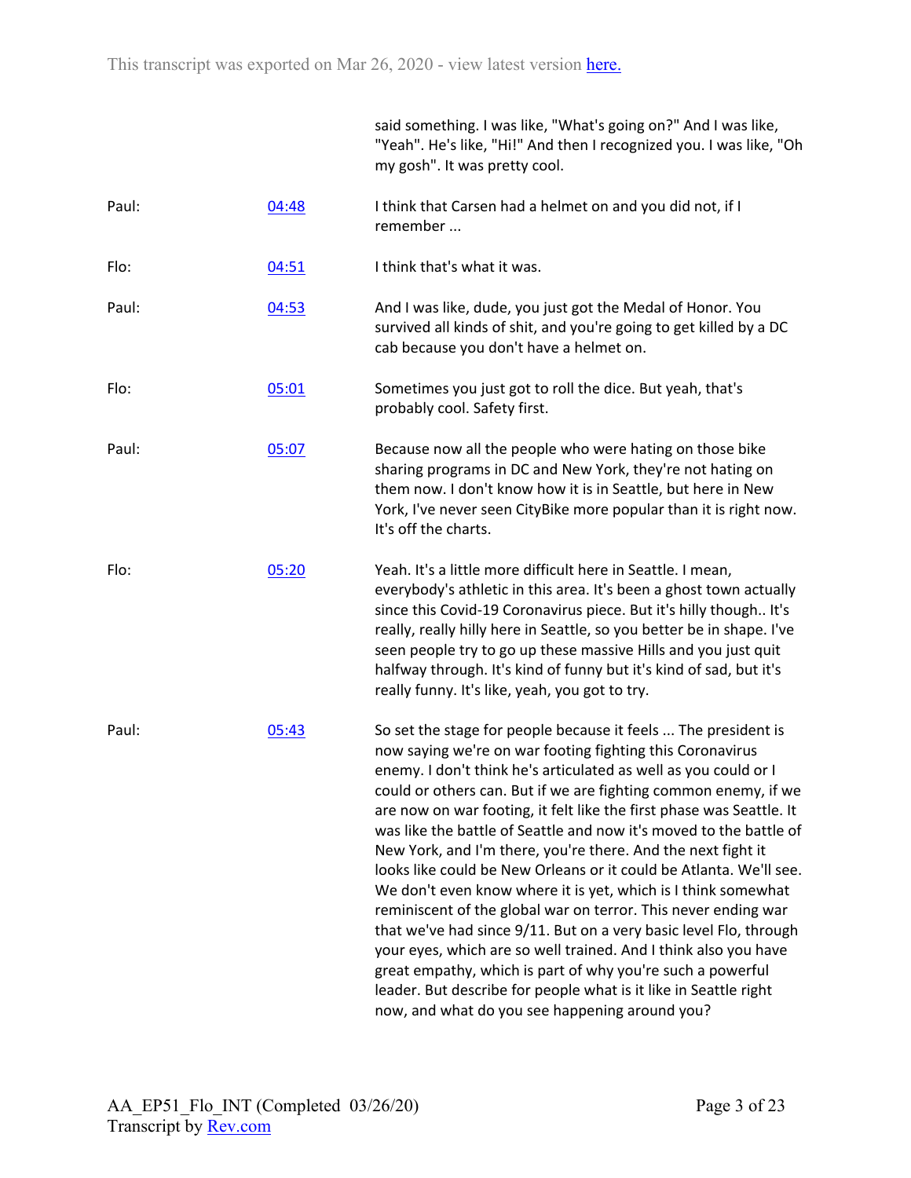|  |  | said something. I was like, "What's going on?" And I was like, "Yeah". He's like, "Hi!" And then I recognized you. I was like, "Oh my gosh". It was pretty cool. |
|---|---|---|
| Paul: | [04:48]() | I think that Carsen had a helmet on and you did not, if I remember ... |
| Flo: | [04:51]() | I think that's what it was. |
| Paul: | [04:53]() | And I was like, dude, you just got the Medal of Honor. You survived all kinds of shit, and you're going to get killed by a DC cab because you don't have a helmet on. |
| Flo: | [05:01]() | Sometimes you just got to roll the dice. But yeah, that's probably cool. Safety first. |
| Paul: | [05:07]() | Because now all the people who were hating on those bike sharing programs in DC and New York, they're not hating on them now. I don't know how it is in Seattle, but here in New York, I've never seen CityBike more popular than it is right now. It's off the charts. |
| Flo: | [05:20]() | Yeah. It's a little more difficult here in Seattle. I mean, everybody's athletic in this area. It's been a ghost town actually since this Covid-19 Coronavirus piece. But it's hilly though.. It's really, really hilly here in Seattle, so you better be in shape. I've seen people try to go up these massive Hills and you just quit halfway through. It's kind of funny but it's kind of sad, but it's really funny. It's like, yeah, you got to try. |
| Paul: | [05:43]() | So set the stage for people because it feels ... The president is now saying we're on war footing fighting this Coronavirus enemy. I don't think he's articulated as well as you could or I could or others can. But if we are fighting common enemy, if we are now on war footing, it felt like the first phase was Seattle. It was like the battle of Seattle and now it's moved to the battle of New York, and I'm there, you're there. And the next fight it looks like could be New Orleans or it could be Atlanta. We'll see. We don't even know where it is yet, which is I think somewhat reminiscent of the global war on terror. This never ending war that we've had since 9/11. But on a very basic level Flo, through your eyes, which are so well trained. And I think also you have great empathy, which is part of why you're such a powerful leader. But describe for people what is it like in Seattle right now, and what do you see happening around you? |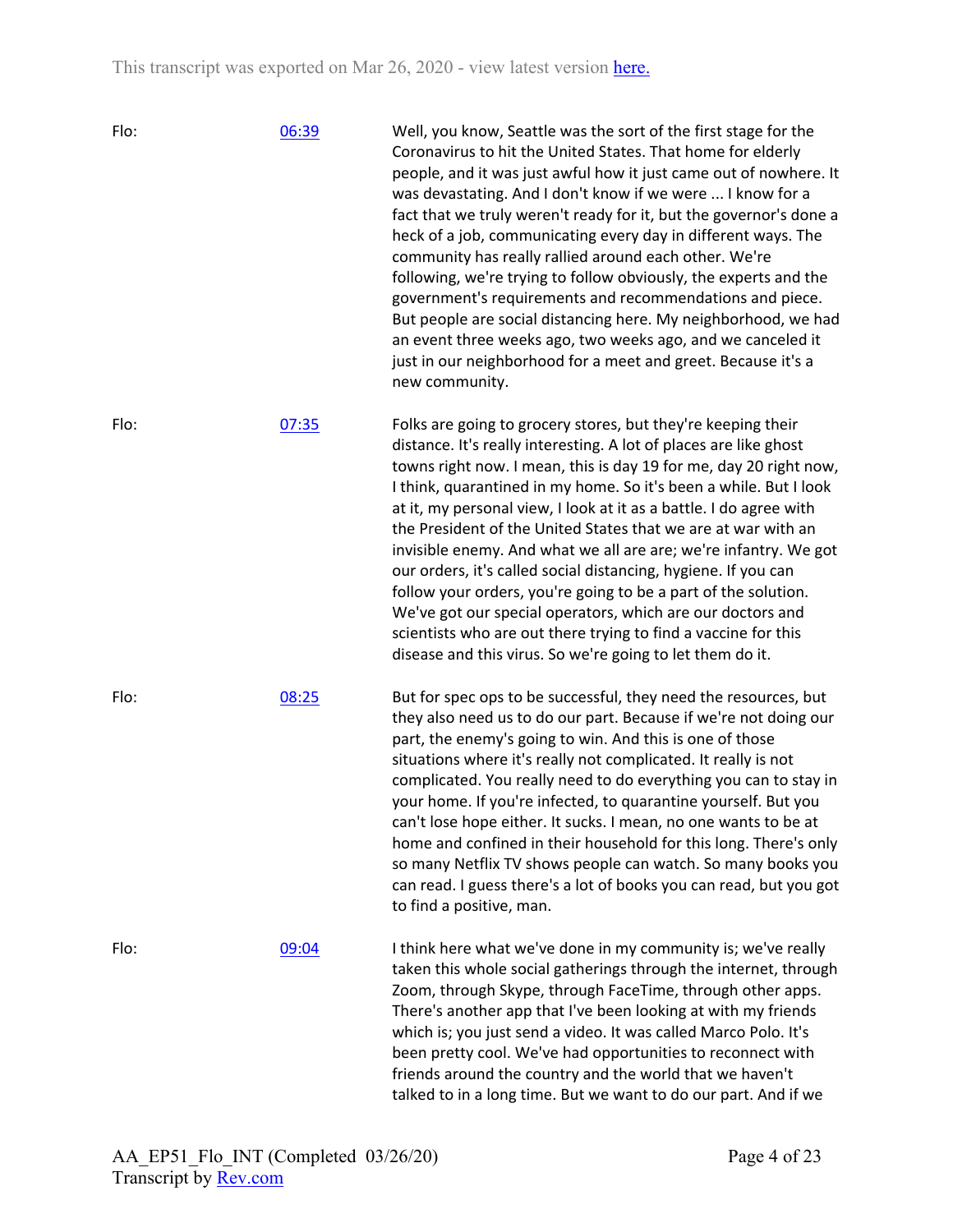Flo: [06:39](#) Well, you know, Seattle was the sort of the first stage for the Coronavirus to hit the United States. That home for elderly people, and it was just awful how it just came out of nowhere. It was devastating. And I don't know if we were ... I know for a fact that we truly weren't ready for it, but the governor's done a heck of a job, communicating every day in different ways. The community has really rallied around each other. We're following, we're trying to follow obviously, the experts and the government's requirements and recommendations and piece. But people are social distancing here. My neighborhood, we had an event three weeks ago, two weeks ago, and we canceled it just in our neighborhood for a meet and greet. Because it's a new community.

Flo: [07:35](#) Folks are going to grocery stores, but they're keeping their distance. It's really interesting. A lot of places are like ghost towns right now. I mean, this is day 19 for me, day 20 right now, I think, quarantined in my home. So it's been a while. But I look at it, my personal view, I look at it as a battle. I do agree with the President of the United States that we are at war with an invisible enemy. And what we all are are; we're infantry. We got our orders, it's called social distancing, hygiene. If you can follow your orders, you're going to be a part of the solution. We've got our special operators, which are our doctors and scientists who are out there trying to find a vaccine for this disease and this virus. So we're going to let them do it.

Flo: [08:25](#) But for spec ops to be successful, they need the resources, but they also need us to do our part. Because if we're not doing our part, the enemy's going to win. And this is one of those situations where it's really not complicated. It really is not complicated. You really need to do everything you can to stay in your home. If you're infected, to quarantine yourself. But you can't lose hope either. It sucks. I mean, no one wants to be at home and confined in their household for this long. There's only so many Netflix TV shows people can watch. So many books you can read. I guess there's a lot of books you can read, but you got to find a positive, man.

Flo: [09:04](#) I think here what we've done in my community is; we've really taken this whole social gatherings through the internet, through Zoom, through Skype, through FaceTime, through other apps. There's another app that I've been looking at with my friends which is; you just send a video. It was called Marco Polo. It's been pretty cool. We've had opportunities to reconnect with friends around the country and the world that we haven't talked to in a long time. But we want to do our part. And if we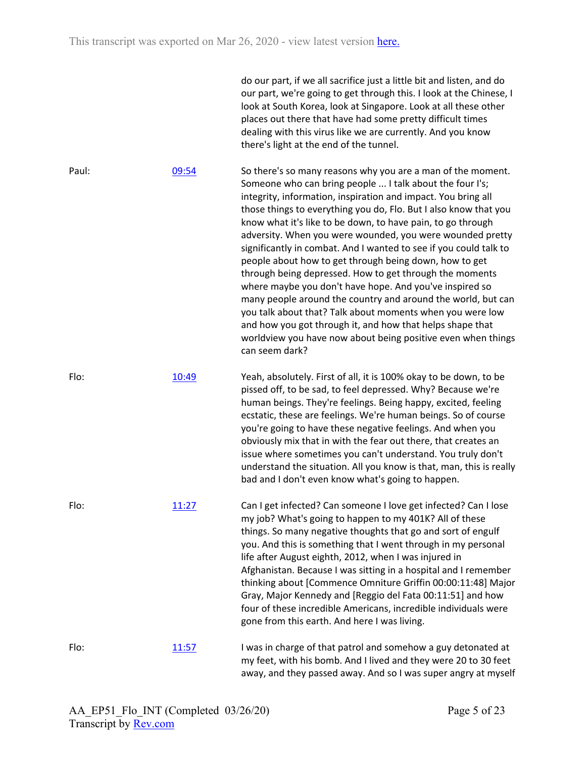do our part, if we all sacrifice just a little bit and listen, and do our part, we're going to get through this. I look at the Chinese, I look at South Korea, look at Singapore. Look at all these other places out there that have had some pretty difficult times dealing with this virus like we are currently. And you know there's light at the end of the tunnel.

| | | |
|---|---|---|
| Paul: | [09:54](#) | So there's so many reasons why you are a man of the moment. Someone who can bring people ... I talk about the four I's; integrity, information, inspiration and impact. You bring all those things to everything you do, Flo. But I also know that you know what it's like to be down, to have pain, to go through adversity. When you were wounded, you were wounded pretty significantly in combat. And I wanted to see if you could talk to people about how to get through being down, how to get through being depressed. How to get through the moments where maybe you don't have hope. And you've inspired so many people around the country and around the world, but can you talk about that? Talk about moments when you were low and how you got through it, and how that helps shape that worldview you have now about being positive even when things can seem dark? |
| Flo: | [10:49](#) | Yeah, absolutely. First of all, it is 100% okay to be down, to be pissed off, to be sad, to feel depressed. Why? Because we're human beings. They're feelings. Being happy, excited, feeling ecstatic, these are feelings. We're human beings. So of course you're going to have these negative feelings. And when you obviously mix that in with the fear out there, that creates an issue where sometimes you can't understand. You truly don't understand the situation. All you know is that, man, this is really bad and I don't even know what's going to happen. |
| Flo: | [11:27](#) | Can I get infected? Can someone I love get infected? Can I lose my job? What's going to happen to my 401K? All of these things. So many negative thoughts that go and sort of engulf you. And this is something that I went through in my personal life after August eighth, 2012, when I was injured in Afghanistan. Because I was sitting in a hospital and I remember thinking about [Commence Omniture Griffin 00:00:11:48] Major Gray, Major Kennedy and [Reggio del Fata 00:11:51] and how four of these incredible Americans, incredible individuals were gone from this earth. And here I was living. |
| Flo: | [11:57](#) | I was in charge of that patrol and somehow a guy detonated at my feet, with his bomb. And I lived and they were 20 to 30 feet away, and they passed away. And so I was super angry at myself |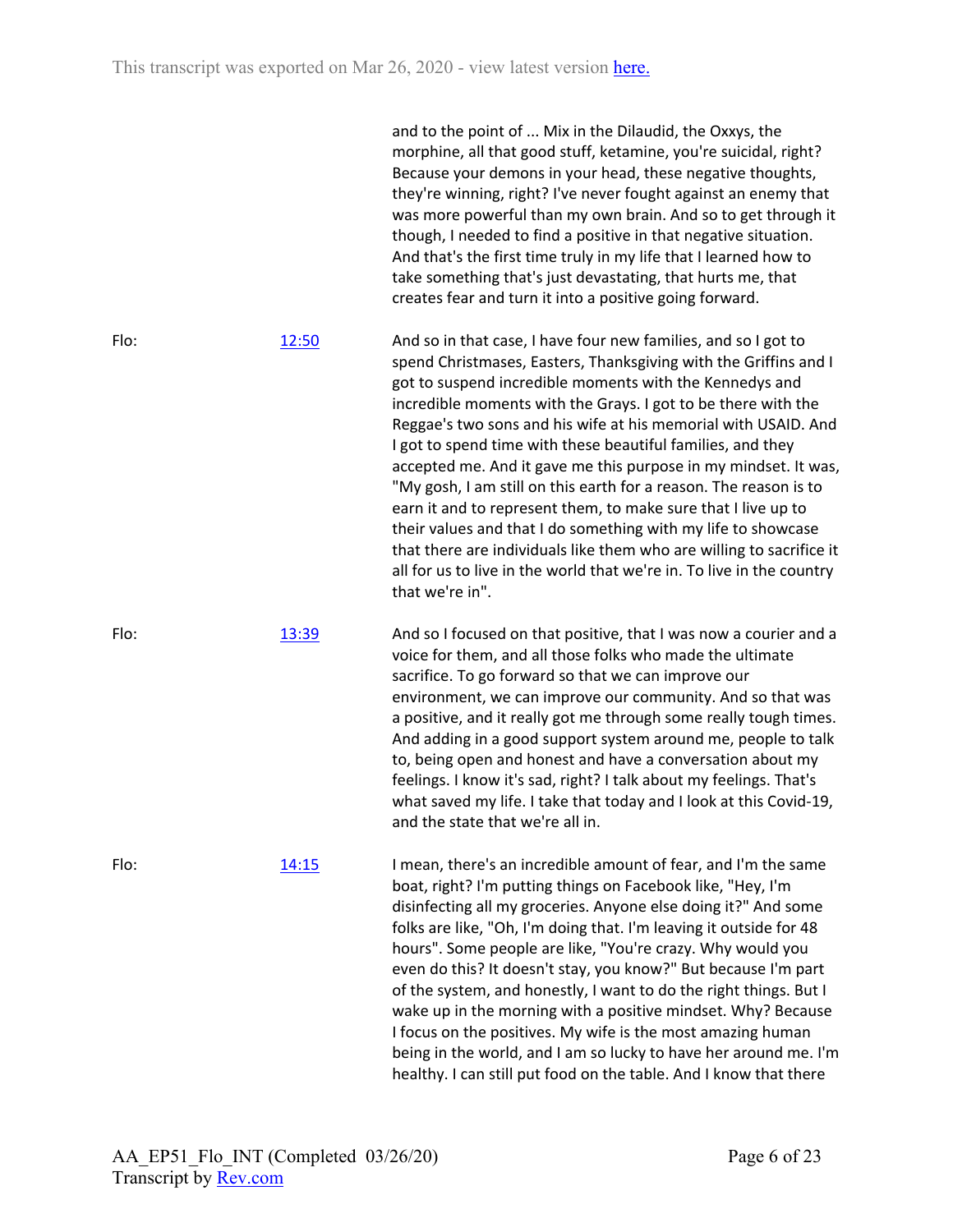and to the point of ... Mix in the Dilaudid, the Oxxys, the morphine, all that good stuff, ketamine, you're suicidal, right? Because your demons in your head, these negative thoughts, they're winning, right? I've never fought against an enemy that was more powerful than my own brain. And so to get through it though, I needed to find a positive in that negative situation. And that's the first time truly in my life that I learned how to take something that's just devastating, that hurts me, that creates fear and turn it into a positive going forward.

Flo: [12:50](#)

And so in that case, I have four new families, and so I got to spend Christmases, Easters, Thanksgiving with the Griffins and I got to suspend incredible moments with the Kennedys and incredible moments with the Grays. I got to be there with the Reggae's two sons and his wife at his memorial with USAID. And I got to spend time with these beautiful families, and they accepted me. And it gave me this purpose in my mindset. It was, "My gosh, I am still on this earth for a reason. The reason is to earn it and to represent them, to make sure that I live up to their values and that I do something with my life to showcase that there are individuals like them who are willing to sacrifice it all for us to live in the world that we're in. To live in the country that we're in".

Flo: [13:39](#)

And so I focused on that positive, that I was now a courier and a voice for them, and all those folks who made the ultimate sacrifice. To go forward so that we can improve our environment, we can improve our community. And so that was a positive, and it really got me through some really tough times. And adding in a good support system around me, people to talk to, being open and honest and have a conversation about my feelings. I know it's sad, right? I talk about my feelings. That's what saved my life. I take that today and I look at this Covid-19, and the state that we're all in.

Flo: [14:15](#)

I mean, there's an incredible amount of fear, and I'm the same boat, right? I'm putting things on Facebook like, "Hey, I'm disinfecting all my groceries. Anyone else doing it?" And some folks are like, "Oh, I'm doing that. I'm leaving it outside for 48 hours". Some people are like, "You're crazy. Why would you even do this? It doesn't stay, you know?" But because I'm part of the system, and honestly, I want to do the right things. But I wake up in the morning with a positive mindset. Why? Because I focus on the positives. My wife is the most amazing human being in the world, and I am so lucky to have her around me. I'm healthy. I can still put food on the table. And I know that there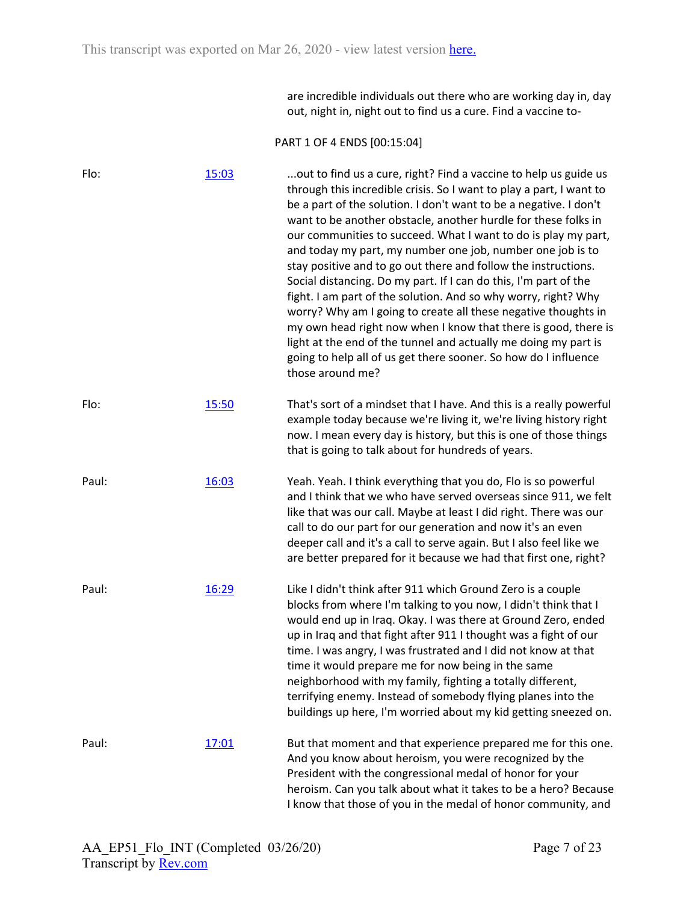are incredible individuals out there who are working day in, day out, night in, night out to find us a cure. Find a vaccine to-

PART 1 OF 4 ENDS [00:15:04]

| | | |
|---|---|---|
| Flo: | [15:03](#) | ...out to find us a cure, right? Find a vaccine to help us guide us through this incredible crisis. So I want to play a part, I want to be a part of the solution. I don't want to be a negative. I don't want to be another obstacle, another hurdle for these folks in our communities to succeed. What I want to do is play my part, and today my part, my number one job, number one job is to stay positive and to go out there and follow the instructions. Social distancing. Do my part. If I can do this, I'm part of the fight. I am part of the solution. And so why worry, right? Why worry? Why am I going to create all these negative thoughts in my own head right now when I know that there is good, there is light at the end of the tunnel and actually me doing my part is going to help all of us get there sooner. So how do I influence those around me? |
| Flo: | [15:50](#) | That's sort of a mindset that I have. And this is a really powerful example today because we're living it, we're living history right now. I mean every day is history, but this is one of those things that is going to talk about for hundreds of years. |
| Paul: | [16:03](#) | Yeah. Yeah. I think everything that you do, Flo is so powerful and I think that we who have served overseas since 911, we felt like that was our call. Maybe at least I did right. There was our call to do our part for our generation and now it's an even deeper call and it's a call to serve again. But I also feel like we are better prepared for it because we had that first one, right? |
| Paul: | [16:29](#) | Like I didn't think after 911 which Ground Zero is a couple blocks from where I'm talking to you now, I didn't think that I would end up in Iraq. Okay. I was there at Ground Zero, ended up in Iraq and that fight after 911 I thought was a fight of our time. I was angry, I was frustrated and I did not know at that time it would prepare me for now being in the same neighborhood with my family, fighting a totally different, terrifying enemy. Instead of somebody flying planes into the buildings up here, I'm worried about my kid getting sneezed on. |
| Paul: | [17:01](#) | But that moment and that experience prepared me for this one. And you know about heroism, you were recognized by the President with the congressional medal of honor for your heroism. Can you talk about what it takes to be a hero? Because I know that those of you in the medal of honor community, and |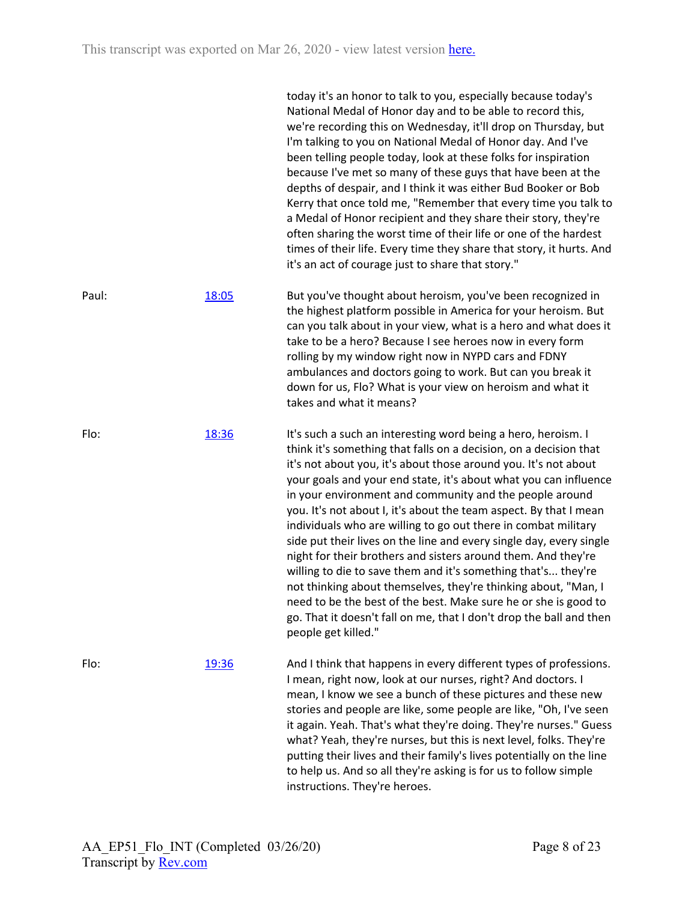today it's an honor to talk to you, especially because today's National Medal of Honor day and to be able to record this, we're recording this on Wednesday, it'll drop on Thursday, but I'm talking to you on National Medal of Honor day. And I've been telling people today, look at these folks for inspiration because I've met so many of these guys that have been at the depths of despair, and I think it was either Bud Booker or Bob Kerry that once told me, "Remember that every time you talk to a Medal of Honor recipient and they share their story, they're often sharing the worst time of their life or one of the hardest times of their life. Every time they share that story, it hurts. And it's an act of courage just to share that story."

| | | |
|---|---|---|
| Paul: | [18:05](#) | But you've thought about heroism, you've been recognized in the highest platform possible in America for your heroism. But can you talk about in your view, what is a hero and what does it take to be a hero? Because I see heroes now in every form rolling by my window right now in NYPD cars and FDNY ambulances and doctors going to work. But can you break it down for us, Flo? What is your view on heroism and what it takes and what it means? |
| Flo: | [18:36](#) | It's such a such an interesting word being a hero, heroism. I think it's something that falls on a decision, on a decision that it's not about you, it's about those around you. It's not about your goals and your end state, it's about what you can influence in your environment and community and the people around you. It's not about I, it's about the team aspect. By that I mean individuals who are willing to go out there in combat military side put their lives on the line and every single day, every single night for their brothers and sisters around them. And they're willing to die to save them and it's something that's... they're not thinking about themselves, they're thinking about, "Man, I need to be the best of the best. Make sure he or she is good to go. That it doesn't fall on me, that I don't drop the ball and then people get killed." |
| Flo: | [19:36](#) | And I think that happens in every different types of professions. I mean, right now, look at our nurses, right? And doctors. I mean, I know we see a bunch of these pictures and these new stories and people are like, some people are like, "Oh, I've seen it again. Yeah. That's what they're doing. They're nurses." Guess what? Yeah, they're nurses, but this is next level, folks. They're putting their lives and their family's lives potentially on the line to help us. And so all they're asking is for us to follow simple instructions. They're heroes. |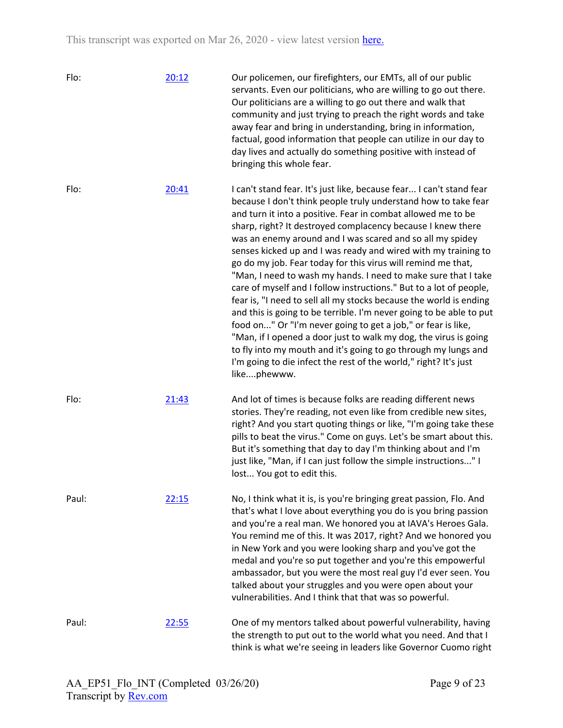| | | |
|---|---|---|
| Flo: | [20:12](#) | Our policemen, our firefighters, our EMTs, all of our public servants. Even our politicians, who are willing to go out there. Our politicians are a willing to go out there and walk that community and just trying to preach the right words and take away fear and bring in understanding, bring in information, factual, good information that people can utilize in our day to day lives and actually do something positive with instead of bringing this whole fear. |
| Flo: | [20:41](#) | I can't stand fear. It's just like, because fear... I can't stand fear because I don't think people truly understand how to take fear and turn it into a positive. Fear in combat allowed me to be sharp, right? It destroyed complacency because I knew there was an enemy around and I was scared and so all my spidey senses kicked up and I was ready and wired with my training to go do my job. Fear today for this virus will remind me that, "Man, I need to wash my hands. I need to make sure that I take care of myself and I follow instructions." But to a lot of people, fear is, "I need to sell all my stocks because the world is ending and this is going to be terrible. I'm never going to be able to put food on..." Or "I'm never going to get a job," or fear is like, "Man, if I opened a door just to walk my dog, the virus is going to fly into my mouth and it's going to go through my lungs and I'm going to die infect the rest of the world," right? It's just like....phewww. |
| Flo: | [21:43](#) | And lot of times is because folks are reading different news stories. They're reading, not even like from credible new sites, right? And you start quoting things or like, "I'm going take these pills to beat the virus." Come on guys. Let's be smart about this. But it's something that day to day I'm thinking about and I'm just like, "Man, if I can just follow the simple instructions..." I lost... You got to edit this. |
| Paul: | [22:15](#) | No, I think what it is, is you're bringing great passion, Flo. And that's what I love about everything you do is you bring passion and you're a real man. We honored you at IAVA's Heroes Gala. You remind me of this. It was 2017, right? And we honored you in New York and you were looking sharp and you've got the medal and you're so put together and you're this empowerful ambassador, but you were the most real guy I'd ever seen. You talked about your struggles and you were open about your vulnerabilities. And I think that that was so powerful. |
| Paul: | [22:55](#) | One of my mentors talked about powerful vulnerability, having the strength to put out to the world what you need. And that I think is what we're seeing in leaders like Governor Cuomo right |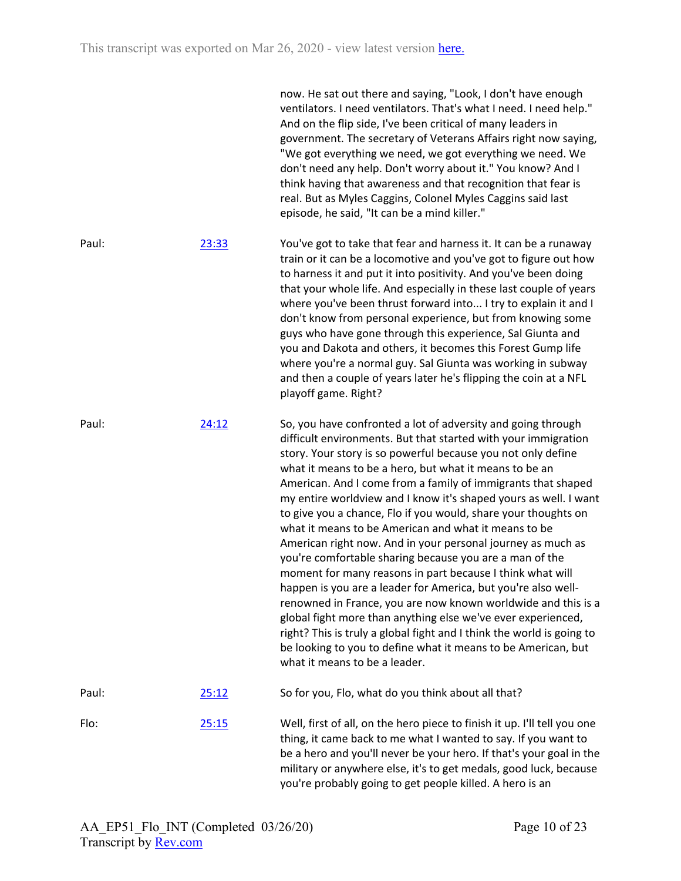now. He sat out there and saying, "Look, I don't have enough ventilators. I need ventilators. That's what I need. I need help." And on the flip side, I've been critical of many leaders in government. The secretary of Veterans Affairs right now saying, "We got everything we need, we got everything we need. We don't need any help. Don't worry about it." You know? And I think having that awareness and that recognition that fear is real. But as Myles Caggins, Colonel Myles Caggins said last episode, he said, "It can be a mind killer."

Paul: [23:33](#)

You've got to take that fear and harness it. It can be a runaway train or it can be a locomotive and you've got to figure out how to harness it and put it into positivity. And you've been doing that your whole life. And especially in these last couple of years where you've been thrust forward into... I try to explain it and I don't know from personal experience, but from knowing some guys who have gone through this experience, Sal Giunta and you and Dakota and others, it becomes this Forest Gump life where you're a normal guy. Sal Giunta was working in subway and then a couple of years later he's flipping the coin at a NFL playoff game. Right?

Paul: [24:12](#)

So, you have confronted a lot of adversity and going through difficult environments. But that started with your immigration story. Your story is so powerful because you not only define what it means to be a hero, but what it means to be an American. And I come from a family of immigrants that shaped my entire worldview and I know it's shaped yours as well. I want to give you a chance, Flo if you would, share your thoughts on what it means to be American and what it means to be American right now. And in your personal journey as much as you're comfortable sharing because you are a man of the moment for many reasons in part because I think what will happen is you are a leader for America, but you're also well-renowned in France, you are now known worldwide and this is a global fight more than anything else we've ever experienced, right? This is truly a global fight and I think the world is going to be looking to you to define what it means to be American, but what it means to be a leader.

Paul: [25:12](#)

So for you, Flo, what do you think about all that?

Flo: [25:15](#)

Well, first of all, on the hero piece to finish it up. I'll tell you one thing, it came back to me what I wanted to say. If you want to be a hero and you'll never be your hero. If that's your goal in the military or anywhere else, it's to get medals, good luck, because you're probably going to get people killed. A hero is an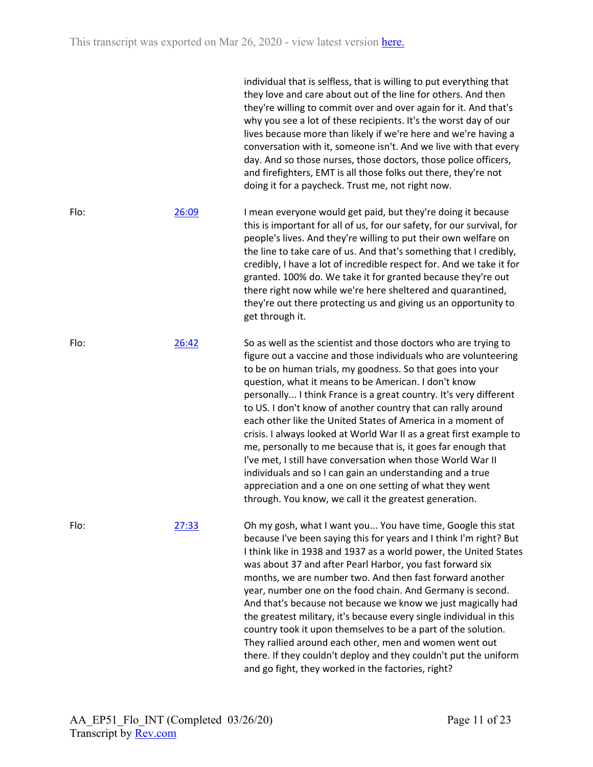individual that is selfless, that is willing to put everything that they love and care about out of the line for others. And then they're willing to commit over and over again for it. And that's why you see a lot of these recipients. It's the worst day of our lives because more than likely if we're here and we're having a conversation with it, someone isn't. And we live with that every day. And so those nurses, those doctors, those police officers, and firefighters, EMT is all those folks out there, they're not doing it for a paycheck. Trust me, not right now.

| | | |
|---|---|---|
| Flo: | [26:09](#) | I mean everyone would get paid, but they're doing it because this is important for all of us, for our safety, for our survival, for people's lives. And they're willing to put their own welfare on the line to take care of us. And that's something that I credibly, credibly, I have a lot of incredible respect for. And we take it for granted. 100% do. We take it for granted because they're out there right now while we're here sheltered and quarantined, they're out there protecting us and giving us an opportunity to get through it. |
| Flo: | [26:42](#) | So as well as the scientist and those doctors who are trying to figure out a vaccine and those individuals who are volunteering to be on human trials, my goodness. So that goes into your question, what it means to be American. I don't know personally... I think France is a great country. It's very different to US. I don't know of another country that can rally around each other like the United States of America in a moment of crisis. I always looked at World War II as a great first example to me, personally to me because that is, it goes far enough that I've met, I still have conversation when those World War II individuals and so I can gain an understanding and a true appreciation and a one on one setting of what they went through. You know, we call it the greatest generation. |
| Flo: | [27:33](#) | Oh my gosh, what I want you... You have time, Google this stat because I've been saying this for years and I think I'm right? But I think like in 1938 and 1937 as a world power, the United States was about 37 and after Pearl Harbor, you fast forward six months, we are number two. And then fast forward another year, number one on the food chain. And Germany is second. And that's because not because we know we just magically had the greatest military, it's because every single individual in this country took it upon themselves to be a part of the solution. They rallied around each other, men and women went out there. If they couldn't deploy and they couldn't put the uniform and go fight, they worked in the factories, right? |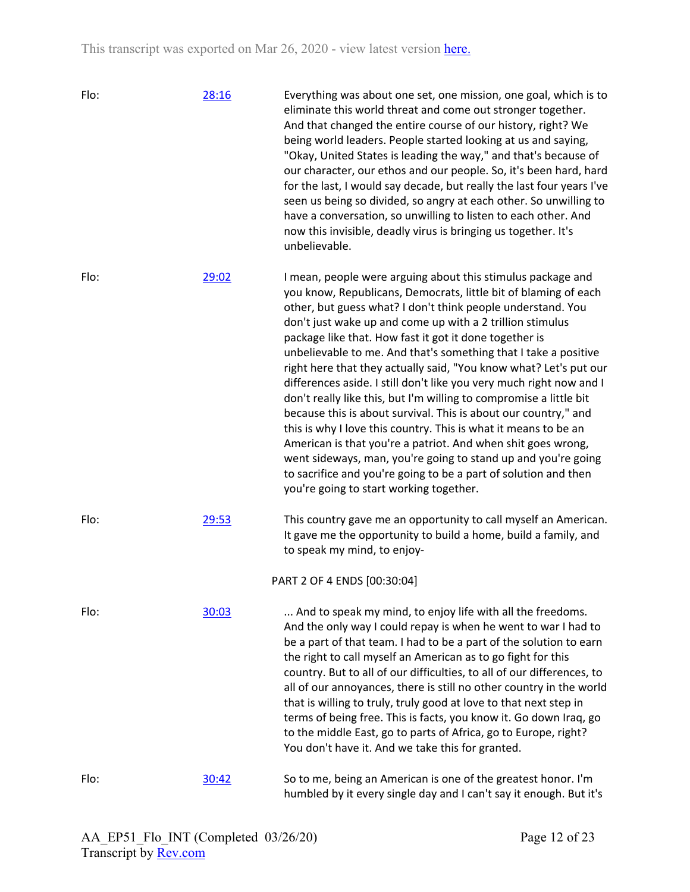Flo: [28:16]

Everything was about one set, one mission, one goal, which is to eliminate this world threat and come out stronger together. And that changed the entire course of our history, right? We being world leaders. People started looking at us and saying, "Okay, United States is leading the way," and that's because of our character, our ethos and our people. So, it's been hard, hard for the last, I would say decade, but really the last four years I've seen us being so divided, so angry at each other. So unwilling to have a conversation, so unwilling to listen to each other. And now this invisible, deadly virus is bringing us together. It's unbelievable.

Flo: [29:02]

I mean, people were arguing about this stimulus package and you know, Republicans, Democrats, little bit of blaming of each other, but guess what? I don't think people understand. You don't just wake up and come up with a 2 trillion stimulus package like that. How fast it got it done together is unbelievable to me. And that's something that I take a positive right here that they actually said, "You know what? Let's put our differences aside. I still don't like you very much right now and I don't really like this, but I'm willing to compromise a little bit because this is about survival. This is about our country," and this is why I love this country. This is what it means to be an American is that you're a patriot. And when shit goes wrong, went sideways, man, you're going to stand up and you're going to sacrifice and you're going to be a part of solution and then you're going to start working together.

Flo: [29:53]

This country gave me an opportunity to call myself an American. It gave me the opportunity to build a home, build a family, and to speak my mind, to enjoy-

PART 2 OF 4 ENDS [00:30:04]

Flo: [30:03]

... And to speak my mind, to enjoy life with all the freedoms. And the only way I could repay is when he went to war I had to be a part of that team. I had to be a part of the solution to earn the right to call myself an American as to go fight for this country. But to all of our difficulties, to all of our differences, to all of our annoyances, there is still no other country in the world that is willing to truly, truly good at love to that next step in terms of being free. This is facts, you know it. Go down Iraq, go to the middle East, go to parts of Africa, go to Europe, right? You don't have it. And we take this for granted.

Flo: [30:42]

So to me, being an American is one of the greatest honor. I'm humbled by it every single day and I can't say it enough. But it's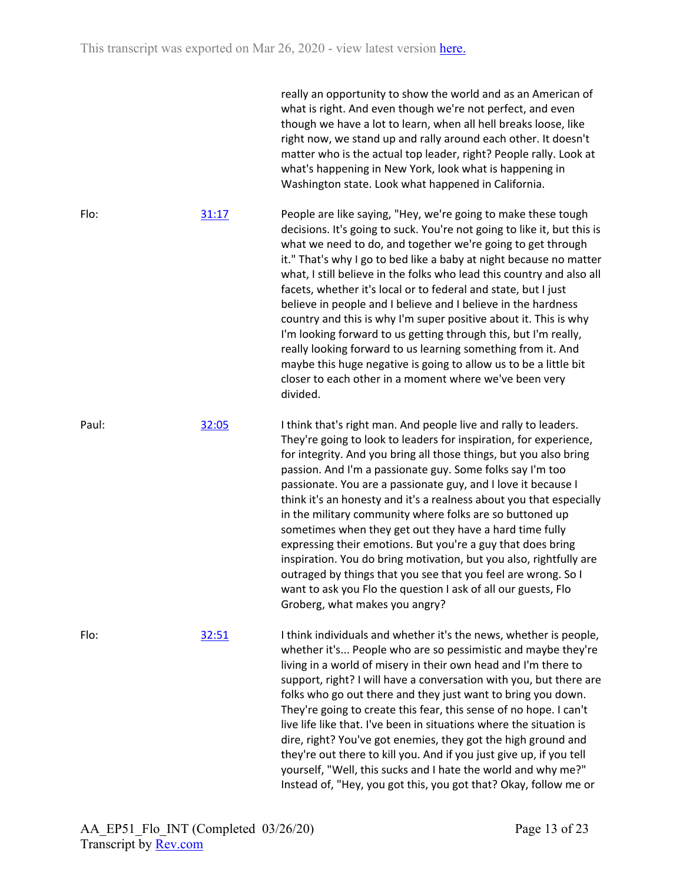really an opportunity to show the world and as an American of what is right. And even though we're not perfect, and even though we have a lot to learn, when all hell breaks loose, like right now, we stand up and rally around each other. It doesn't matter who is the actual top leader, right? People rally. Look at what's happening in New York, look what is happening in Washington state. Look what happened in California.

Flo: [31:17](#)

People are like saying, "Hey, we're going to make these tough decisions. It's going to suck. You're not going to like it, but this is what we need to do, and together we're going to get through it." That's why I go to bed like a baby at night because no matter what, I still believe in the folks who lead this country and also all facets, whether it's local or to federal and state, but I just believe in people and I believe and I believe in the hardness country and this is why I'm super positive about it. This is why I'm looking forward to us getting through this, but I'm really, really looking forward to us learning something from it. And maybe this huge negative is going to allow us to be a little bit closer to each other in a moment where we've been very divided.

Paul: [32:05](#)

I think that's right man. And people live and rally to leaders. They're going to look to leaders for inspiration, for experience, for integrity. And you bring all those things, but you also bring passion. And I'm a passionate guy. Some folks say I'm too passionate. You are a passionate guy, and I love it because I think it's an honesty and it's a realness about you that especially in the military community where folks are so buttoned up sometimes when they get out they have a hard time fully expressing their emotions. But you're a guy that does bring inspiration. You do bring motivation, but you also, rightfully are outraged by things that you see that you feel are wrong. So I want to ask you Flo the question I ask of all our guests, Flo Groberg, what makes you angry?

Flo: [32:51](#)

I think individuals and whether it's the news, whether is people, whether it's... People who are so pessimistic and maybe they're living in a world of misery in their own head and I'm there to support, right? I will have a conversation with you, but there are folks who go out there and they just want to bring you down. They're going to create this fear, this sense of no hope. I can't live life like that. I've been in situations where the situation is dire, right? You've got enemies, they got the high ground and they're out there to kill you. And if you just give up, if you tell yourself, "Well, this sucks and I hate the world and why me?" Instead of, "Hey, you got this, you got that? Okay, follow me or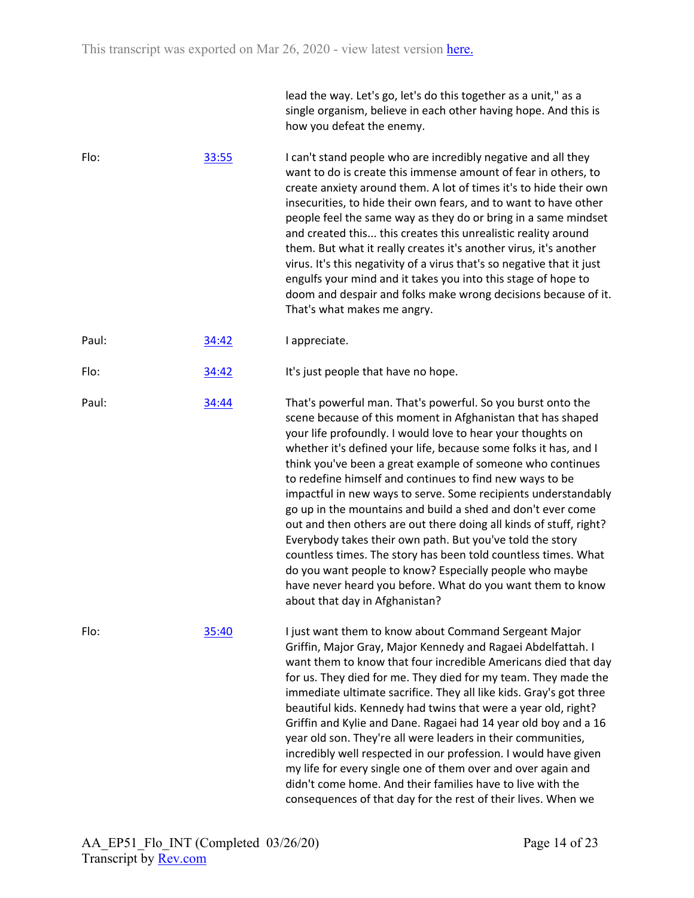lead the way. Let's go, let's do this together as a unit," as a single organism, believe in each other having hope. And this is how you defeat the enemy.

| | | |
|---|---|---|
| Flo: | [33:55]() | I can't stand people who are incredibly negative and all they want to do is create this immense amount of fear in others, to create anxiety around them. A lot of times it's to hide their own insecurities, to hide their own fears, and to want to have other people feel the same way as they do or bring in a same mindset and created this... this creates this unrealistic reality around them. But what it really creates it's another virus, it's another virus. It's this negativity of a virus that's so negative that it just engulfs your mind and it takes you into this stage of hope to doom and despair and folks make wrong decisions because of it. That's what makes me angry. |
| Paul: | [34:42]() | I appreciate. |
| Flo: | [34:42]() | It's just people that have no hope. |
| Paul: | [34:44]() | That's powerful man. That's powerful. So you burst onto the scene because of this moment in Afghanistan that has shaped your life profoundly. I would love to hear your thoughts on whether it's defined your life, because some folks it has, and I think you've been a great example of someone who continues to redefine himself and continues to find new ways to be impactful in new ways to serve. Some recipients understandably go up in the mountains and build a shed and don't ever come out and then others are out there doing all kinds of stuff, right? Everybody takes their own path. But you've told the story countless times. The story has been told countless times. What do you want people to know? Especially people who maybe have never heard you before. What do you want them to know about that day in Afghanistan? |
| Flo: | [35:40]() | I just want them to know about Command Sergeant Major Griffin, Major Gray, Major Kennedy and Ragaei Abdelfattah. I want them to know that four incredible Americans died that day for us. They died for me. They died for my team. They made the immediate ultimate sacrifice. They all like kids. Gray's got three beautiful kids. Kennedy had twins that were a year old, right? Griffin and Kylie and Dane. Ragaei had 14 year old boy and a 16 year old son. They're all were leaders in their communities, incredibly well respected in our profession. I would have given my life for every single one of them over and over again and didn't come home. And their families have to live with the consequences of that day for the rest of their lives. When we |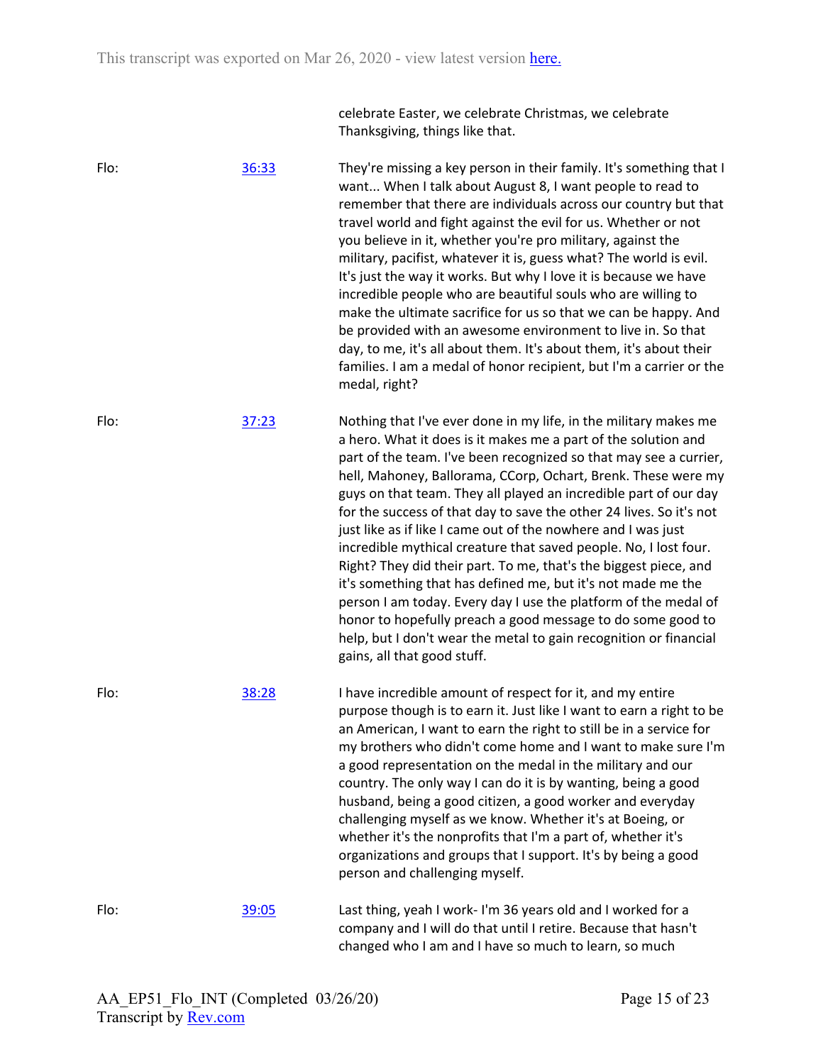celebrate Easter, we celebrate Christmas, we celebrate Thanksgiving, things like that.

Flo: [36:33](#)

They're missing a key person in their family. It's something that I want... When I talk about August 8, I want people to read to remember that there are individuals across our country but that travel world and fight against the evil for us. Whether or not you believe in it, whether you're pro military, against the military, pacifist, whatever it is, guess what? The world is evil. It's just the way it works. But why I love it is because we have incredible people who are beautiful souls who are willing to make the ultimate sacrifice for us so that we can be happy. And be provided with an awesome environment to live in. So that day, to me, it's all about them. It's about them, it's about their families. I am a medal of honor recipient, but I'm a carrier or the medal, right?

Flo: [37:23](#)

Nothing that I've ever done in my life, in the military makes me a hero. What it does is it makes me a part of the solution and part of the team. I've been recognized so that may see a currier, hell, Mahoney, Ballorama, CCorp, Ochart, Brenk. These were my guys on that team. They all played an incredible part of our day for the success of that day to save the other 24 lives. So it's not just like as if like I came out of the nowhere and I was just incredible mythical creature that saved people. No, I lost four. Right? They did their part. To me, that's the biggest piece, and it's something that has defined me, but it's not made me the person I am today. Every day I use the platform of the medal of honor to hopefully preach a good message to do some good to help, but I don't wear the metal to gain recognition or financial gains, all that good stuff.

Flo: [38:28](#)

I have incredible amount of respect for it, and my entire purpose though is to earn it. Just like I want to earn a right to be an American, I want to earn the right to still be in a service for my brothers who didn't come home and I want to make sure I'm a good representation on the medal in the military and our country. The only way I can do it is by wanting, being a good husband, being a good citizen, a good worker and everyday challenging myself as we know. Whether it's at Boeing, or whether it's the nonprofits that I'm a part of, whether it's organizations and groups that I support. It's by being a good person and challenging myself.

Flo: [39:05](#)

Last thing, yeah I work- I'm 36 years old and I worked for a company and I will do that until I retire. Because that hasn't changed who I am and I have so much to learn, so much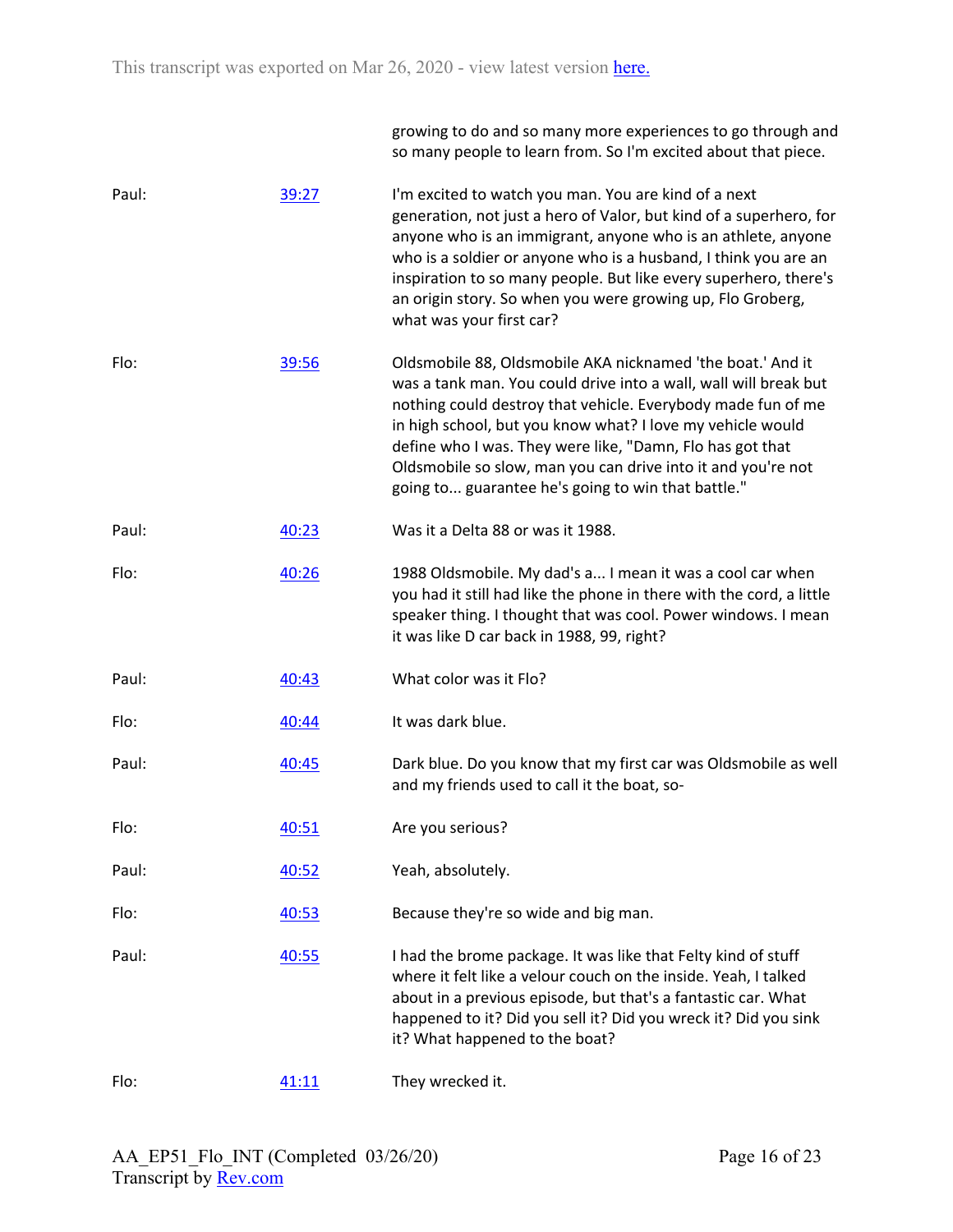growing to do and so many more experiences to go through and so many people to learn from. So I'm excited about that piece.

| | | |
|---|---|---|
| Paul: | [39:27](#) | I'm excited to watch you man. You are kind of a next generation, not just a hero of Valor, but kind of a superhero, for anyone who is an immigrant, anyone who is an athlete, anyone who is a soldier or anyone who is a husband, I think you are an inspiration to so many people. But like every superhero, there's an origin story. So when you were growing up, Flo Groberg, what was your first car? |
| Flo: | [39:56](#) | Oldsmobile 88, Oldsmobile AKA nicknamed 'the boat.' And it was a tank man. You could drive into a wall, wall will break but nothing could destroy that vehicle. Everybody made fun of me in high school, but you know what? I love my vehicle would define who I was. They were like, "Damn, Flo has got that Oldsmobile so slow, man you can drive into it and you're not going to... guarantee he's going to win that battle." |
| Paul: | [40:23](#) | Was it a Delta 88 or was it 1988. |
| Flo: | [40:26](#) | 1988 Oldsmobile. My dad's a... I mean it was a cool car when you had it still had like the phone in there with the cord, a little speaker thing. I thought that was cool. Power windows. I mean it was like D car back in 1988, 99, right? |
| Paul: | [40:43](#) | What color was it Flo? |
| Flo: | [40:44](#) | It was dark blue. |
| Paul: | [40:45](#) | Dark blue. Do you know that my first car was Oldsmobile as well and my friends used to call it the boat, so- |
| Flo: | [40:51](#) | Are you serious? |
| Paul: | [40:52](#) | Yeah, absolutely. |
| Flo: | [40:53](#) | Because they're so wide and big man. |
| Paul: | [40:55](#) | I had the brome package. It was like that Felty kind of stuff where it felt like a velour couch on the inside. Yeah, I talked about in a previous episode, but that's a fantastic car. What happened to it? Did you sell it? Did you wreck it? Did you sink it? What happened to the boat? |
| Flo: | [41:11](#) | They wrecked it. |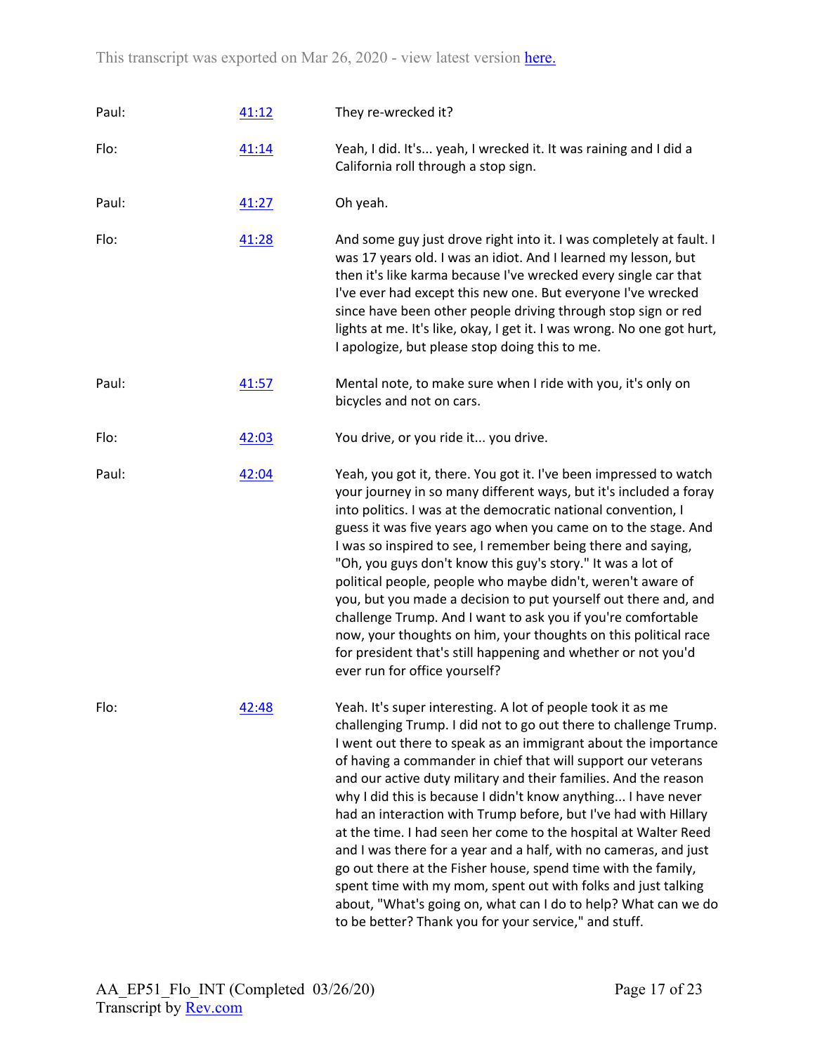| Paul: | 41:12 | They re-wrecked it? |
|---|---|---|
| Flo: | 41:14 | Yeah, I did. It's... yeah, I wrecked it. It was raining and I did a California roll through a stop sign. |
| Paul: | 41:27 | Oh yeah. |
| Flo: | 41:28 | And some guy just drove right into it. I was completely at fault. I was 17 years old. I was an idiot. And I learned my lesson, but then it's like karma because I've wrecked every single car that I've ever had except this new one. But everyone I've wrecked since have been other people driving through stop sign or red lights at me. It's like, okay, I get it. I was wrong. No one got hurt, I apologize, but please stop doing this to me. |
| Paul: | 41:57 | Mental note, to make sure when I ride with you, it's only on bicycles and not on cars. |
| Flo: | 42:03 | You drive, or you ride it... you drive. |
| Paul: | 42:04 | Yeah, you got it, there. You got it. I've been impressed to watch your journey in so many different ways, but it's included a foray into politics. I was at the democratic national convention, I guess it was five years ago when you came on to the stage. And I was so inspired to see, I remember being there and saying, "Oh, you guys don't know this guy's story." It was a lot of political people, people who maybe didn't, weren't aware of you, but you made a decision to put yourself out there and, and challenge Trump. And I want to ask you if you're comfortable now, your thoughts on him, your thoughts on this political race for president that's still happening and whether or not you'd ever run for office yourself? |
| Flo: | 42:48 | Yeah. It's super interesting. A lot of people took it as me challenging Trump. I did not to go out there to challenge Trump. I went out there to speak as an immigrant about the importance of having a commander in chief that will support our veterans and our active duty military and their families. And the reason why I did this is because I didn't know anything... I have never had an interaction with Trump before, but I've had with Hillary at the time. I had seen her come to the hospital at Walter Reed and I was there for a year and a half, with no cameras, and just go out there at the Fisher house, spend time with the family, spent time with my mom, spent out with folks and just talking about, "What's going on, what can I do to help? What can we do to be better? Thank you for your service," and stuff. |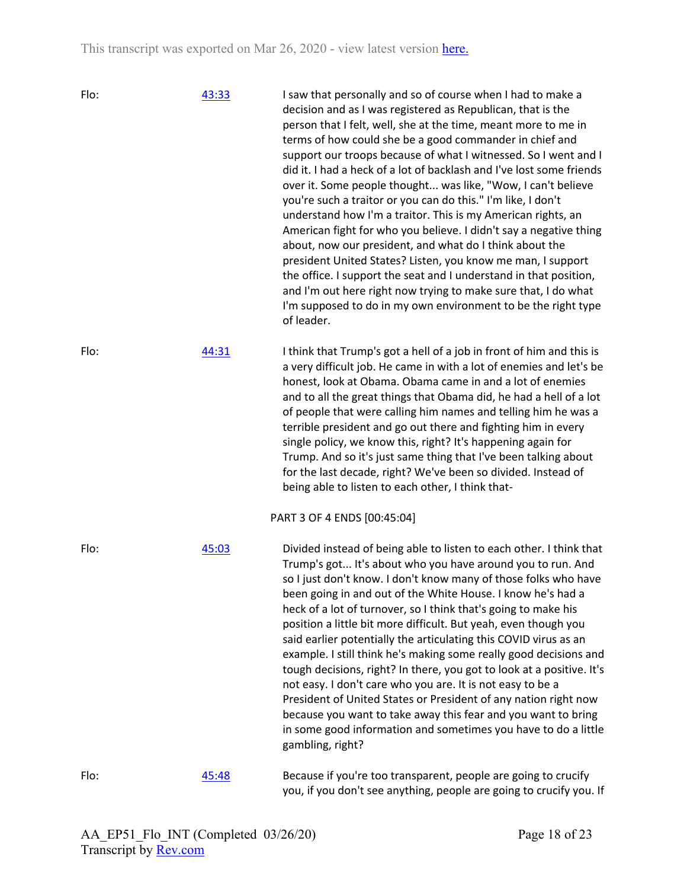This transcript was exported on Mar 26, 2020 - view latest version [here.](#)

Flo: [43:33](#) I saw that personally and so of course when I had to make a decision and as I was registered as Republican, that is the person that I felt, well, she at the time, meant more to me in terms of how could she be a good commander in chief and support our troops because of what I witnessed. So I went and I did it. I had a heck of a lot of backlash and I've lost some friends over it. Some people thought... was like, "Wow, I can't believe you're such a traitor or you can do this." I'm like, I don't understand how I'm a traitor. This is my American rights, an American fight for who you believe. I didn't say a negative thing about, now our president, and what do I think about the president United States? Listen, you know me man, I support the office. I support the seat and I understand in that position, and I'm out here right now trying to make sure that, I do what I'm supposed to do in my own environment to be the right type of leader.

Flo: [44:31](#) I think that Trump's got a hell of a job in front of him and this is a very difficult job. He came in with a lot of enemies and let's be honest, look at Obama. Obama came in and a lot of enemies and to all the great things that Obama did, he had a hell of a lot of people that were calling him names and telling him he was a terrible president and go out there and fighting him in every single policy, we know this, right? It's happening again for Trump. And so it's just same thing that I've been talking about for the last decade, right? We've been so divided. Instead of being able to listen to each other, I think that-

PART 3 OF 4 ENDS [00:45:04]

Flo: [45:03](#) Divided instead of being able to listen to each other. I think that Trump's got... It's about who you have around you to run. And so I just don't know. I don't know many of those folks who have been going in and out of the White House. I know he's had a heck of a lot of turnover, so I think that's going to make his position a little bit more difficult. But yeah, even though you said earlier potentially the articulating this COVID virus as an example. I still think he's making some really good decisions and tough decisions, right? In there, you got to look at a positive. It's not easy. I don't care who you are. It is not easy to be a President of United States or President of any nation right now because you want to take away this fear and you want to bring in some good information and sometimes you have to do a little gambling, right?

Flo: [45:48](#) Because if you're too transparent, people are going to crucify you, if you don't see anything, people are going to crucify you. If

AA_EP51_Flo_INT (Completed 03/26/20)
Transcript by [Rev.com](#)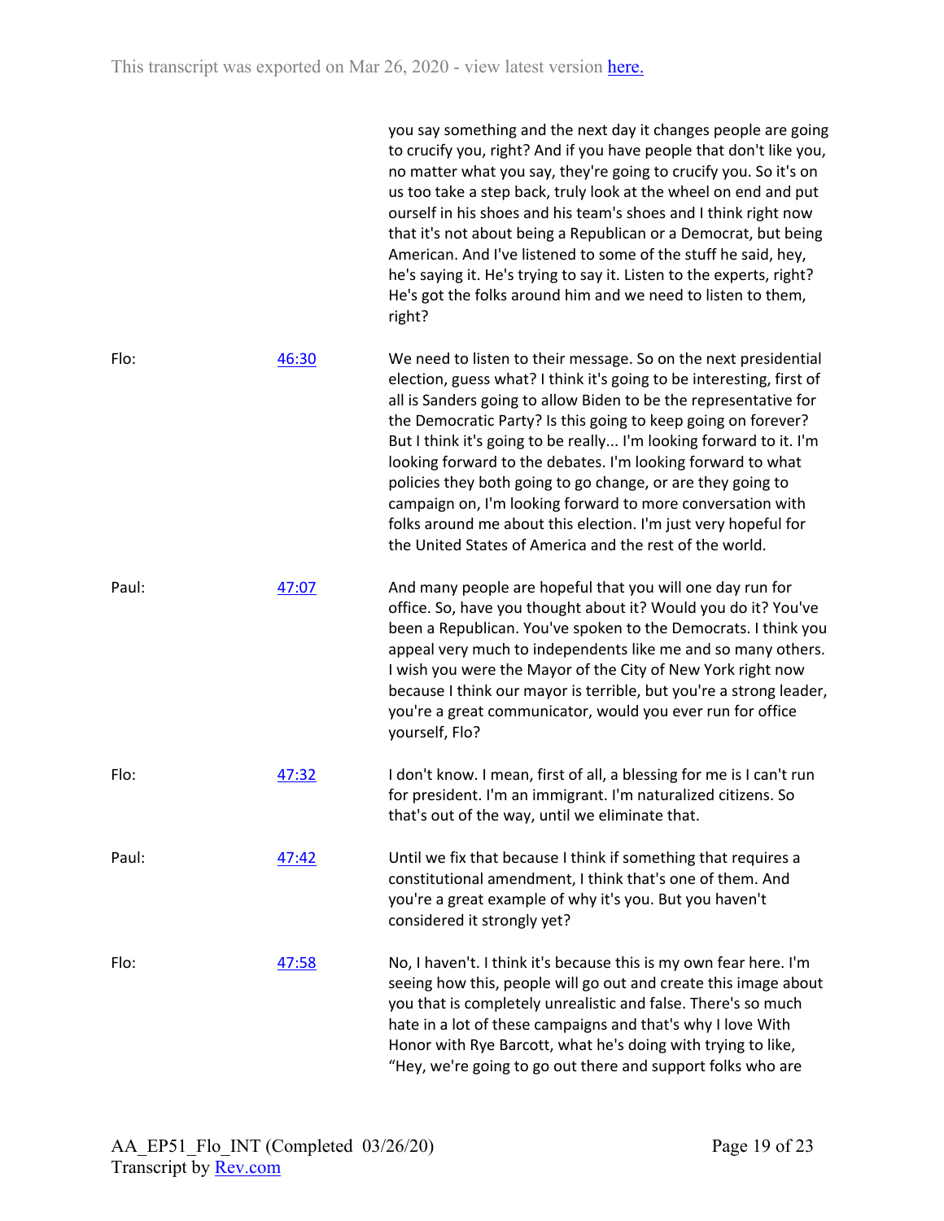you say something and the next day it changes people are going to crucify you, right? And if you have people that don't like you, no matter what you say, they're going to crucify you. So it's on us too take a step back, truly look at the wheel on end and put ourself in his shoes and his team's shoes and I think right now that it's not about being a Republican or a Democrat, but being American. And I've listened to some of the stuff he said, hey, he's saying it. He's trying to say it. Listen to the experts, right? He's got the folks around him and we need to listen to them, right?

Flo: [46:30](#) We need to listen to their message. So on the next presidential election, guess what? I think it's going to be interesting, first of all is Sanders going to allow Biden to be the representative for the Democratic Party? Is this going to keep going on forever? But I think it's going to be really... I'm looking forward to it. I'm looking forward to the debates. I'm looking forward to what policies they both going to go change, or are they going to campaign on, I'm looking forward to more conversation with folks around me about this election. I'm just very hopeful for the United States of America and the rest of the world.

Paul: [47:07](#) And many people are hopeful that you will one day run for office. So, have you thought about it? Would you do it? You've been a Republican. You've spoken to the Democrats. I think you appeal very much to independents like me and so many others. I wish you were the Mayor of the City of New York right now because I think our mayor is terrible, but you're a strong leader, you're a great communicator, would you ever run for office yourself, Flo?

Flo: [47:32](#) I don't know. I mean, first of all, a blessing for me is I can't run for president. I'm an immigrant. I'm naturalized citizens. So that's out of the way, until we eliminate that.

Paul: [47:42](#) Until we fix that because I think if something that requires a constitutional amendment, I think that's one of them. And you're a great example of why it's you. But you haven't considered it strongly yet?

Flo: [47:58](#) No, I haven't. I think it's because this is my own fear here. I'm seeing how this, people will go out and create this image about you that is completely unrealistic and false. There's so much hate in a lot of these campaigns and that's why I love With Honor with Rye Barcott, what he's doing with trying to like, "Hey, we're going to go out there and support folks who are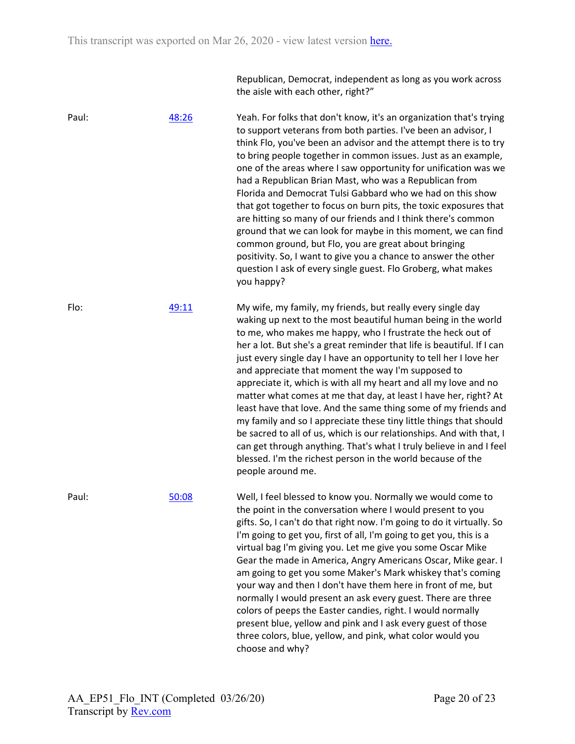Republican, Democrat, independent as long as you work across the aisle with each other, right?"

Paul: [48:26](#) Yeah. For folks that don't know, it's an organization that's trying to support veterans from both parties. I've been an advisor, I think Flo, you've been an advisor and the attempt there is to try to bring people together in common issues. Just as an example, one of the areas where I saw opportunity for unification was we had a Republican Brian Mast, who was a Republican from Florida and Democrat Tulsi Gabbard who we had on this show that got together to focus on burn pits, the toxic exposures that are hitting so many of our friends and I think there's common ground that we can look for maybe in this moment, we can find common ground, but Flo, you are great about bringing positivity. So, I want to give you a chance to answer the other question I ask of every single guest. Flo Groberg, what makes you happy?

Flo: [49:11](#) My wife, my family, my friends, but really every single day waking up next to the most beautiful human being in the world to me, who makes me happy, who I frustrate the heck out of her a lot. But she's a great reminder that life is beautiful. If I can just every single day I have an opportunity to tell her I love her and appreciate that moment the way I'm supposed to appreciate it, which is with all my heart and all my love and no matter what comes at me that day, at least I have her, right? At least have that love. And the same thing some of my friends and my family and so I appreciate these tiny little things that should be sacred to all of us, which is our relationships. And with that, I can get through anything. That's what I truly believe in and I feel blessed. I'm the richest person in the world because of the people around me.

Paul: [50:08](#) Well, I feel blessed to know you. Normally we would come to the point in the conversation where I would present to you gifts. So, I can't do that right now. I'm going to do it virtually. So I'm going to get you, first of all, I'm going to get you, this is a virtual bag I'm giving you. Let me give you some Oscar Mike Gear the made in America, Angry Americans Oscar, Mike gear. I am going to get you some Maker's Mark whiskey that's coming your way and then I don't have them here in front of me, but normally I would present an ask every guest. There are three colors of peeps the Easter candies, right. I would normally present blue, yellow and pink and I ask every guest of those three colors, blue, yellow, and pink, what color would you choose and why?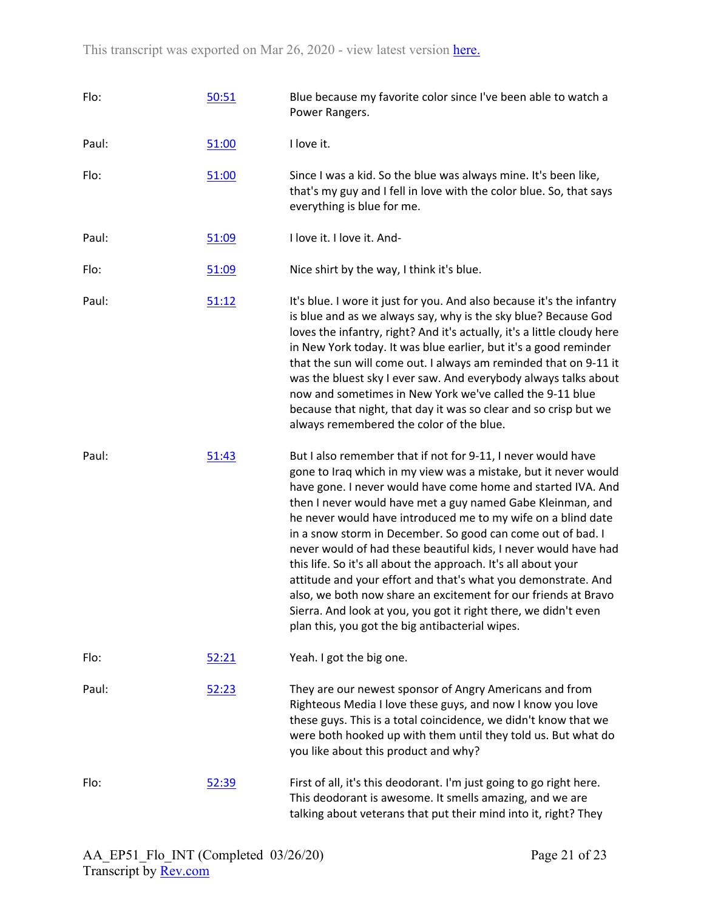| | | |
|---|---|---|
| Flo: | 50:51 | Blue because my favorite color since I've been able to watch a Power Rangers. |
| Paul: | 51:00 | I love it. |
| Flo: | 51:00 | Since I was a kid. So the blue was always mine. It's been like, that's my guy and I fell in love with the color blue. So, that says everything is blue for me. |
| Paul: | 51:09 | I love it. I love it. And- |
| Flo: | 51:09 | Nice shirt by the way, I think it's blue. |
| Paul: | 51:12 | It's blue. I wore it just for you. And also because it's the infantry is blue and as we always say, why is the sky blue? Because God loves the infantry, right? And it's actually, it's a little cloudy here in New York today. It was blue earlier, but it's a good reminder that the sun will come out. I always am reminded that on 9-11 it was the bluest sky I ever saw. And everybody always talks about now and sometimes in New York we've called the 9-11 blue because that night, that day it was so clear and so crisp but we always remembered the color of the blue. |
| Paul: | 51:43 | But I also remember that if not for 9-11, I never would have gone to Iraq which in my view was a mistake, but it never would have gone. I never would have come home and started IVA. And then I never would have met a guy named Gabe Kleinman, and he never would have introduced me to my wife on a blind date in a snow storm in December. So good can come out of bad. I never would of had these beautiful kids, I never would have had this life. So it's all about the approach. It's all about your attitude and your effort and that's what you demonstrate. And also, we both now share an excitement for our friends at Bravo Sierra. And look at you, you got it right there, we didn't even plan this, you got the big antibacterial wipes. |
| Flo: | 52:21 | Yeah. I got the big one. |
| Paul: | 52:23 | They are our newest sponsor of Angry Americans and from Righteous Media I love these guys, and now I know you love these guys. This is a total coincidence, we didn't know that we were both hooked up with them until they told us. But what do you like about this product and why? |
| Flo: | 52:39 | First of all, it's this deodorant. I'm just going to go right here. This deodorant is awesome. It smells amazing, and we are talking about veterans that put their mind into it, right? They |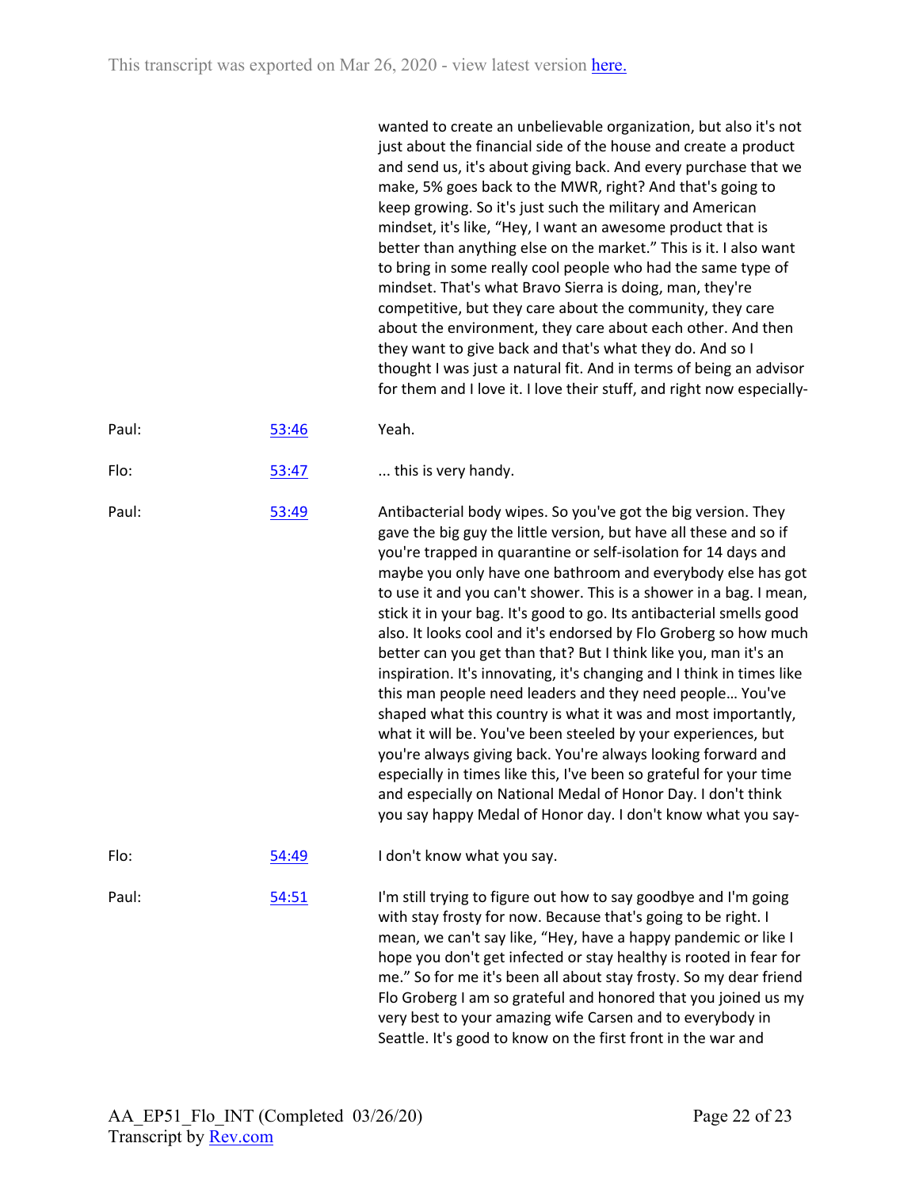This transcript was exported on Mar 26, 2020 - view latest version here.

| | | |
|---|---|---|
| | | wanted to create an unbelievable organization, but also it's not just about the financial side of the house and create a product and send us, it's about giving back. And every purchase that we make, 5% goes back to the MWR, right? And that's going to keep growing. So it's just such the military and American mindset, it's like, "Hey, I want an awesome product that is better than anything else on the market." This is it. I also want to bring in some really cool people who had the same type of mindset. That's what Bravo Sierra is doing, man, they're competitive, but they care about the community, they care about the environment, they care about each other. And then they want to give back and that's what they do. And so I thought I was just a natural fit. And in terms of being an advisor for them and I love it. I love their stuff, and right now especially- |
| Paul: | 53:46 | Yeah. |
| Flo: | 53:47 | ... this is very handy. |
| Paul: | 53:49 | Antibacterial body wipes. So you've got the big version. They gave the big guy the little version, but have all these and so if you're trapped in quarantine or self-isolation for 14 days and maybe you only have one bathroom and everybody else has got to use it and you can't shower. This is a shower in a bag. I mean, stick it in your bag. It's good to go. Its antibacterial smells good also. It looks cool and it's endorsed by Flo Groberg so how much better can you get than that? But I think like you, man it's an inspiration. It's innovating, it's changing and I think in times like this man people need leaders and they need people… You've shaped what this country is what it was and most importantly, what it will be. You've been steeled by your experiences, but you're always giving back. You're always looking forward and especially in times like this, I've been so grateful for your time and especially on National Medal of Honor Day. I don't think you say happy Medal of Honor day. I don't know what you say- |
| Flo: | 54:49 | I don't know what you say. |
| Paul: | 54:51 | I'm still trying to figure out how to say goodbye and I'm going with stay frosty for now. Because that's going to be right. I mean, we can't say like, "Hey, have a happy pandemic or like I hope you don't get infected or stay healthy is rooted in fear for me." So for me it's been all about stay frosty. So my dear friend Flo Groberg I am so grateful and honored that you joined us my very best to your amazing wife Carsen and to everybody in Seattle. It's good to know on the first front in the war and |

AA_EP51_Flo_INT (Completed 03/26/20)
Transcript by Rev.com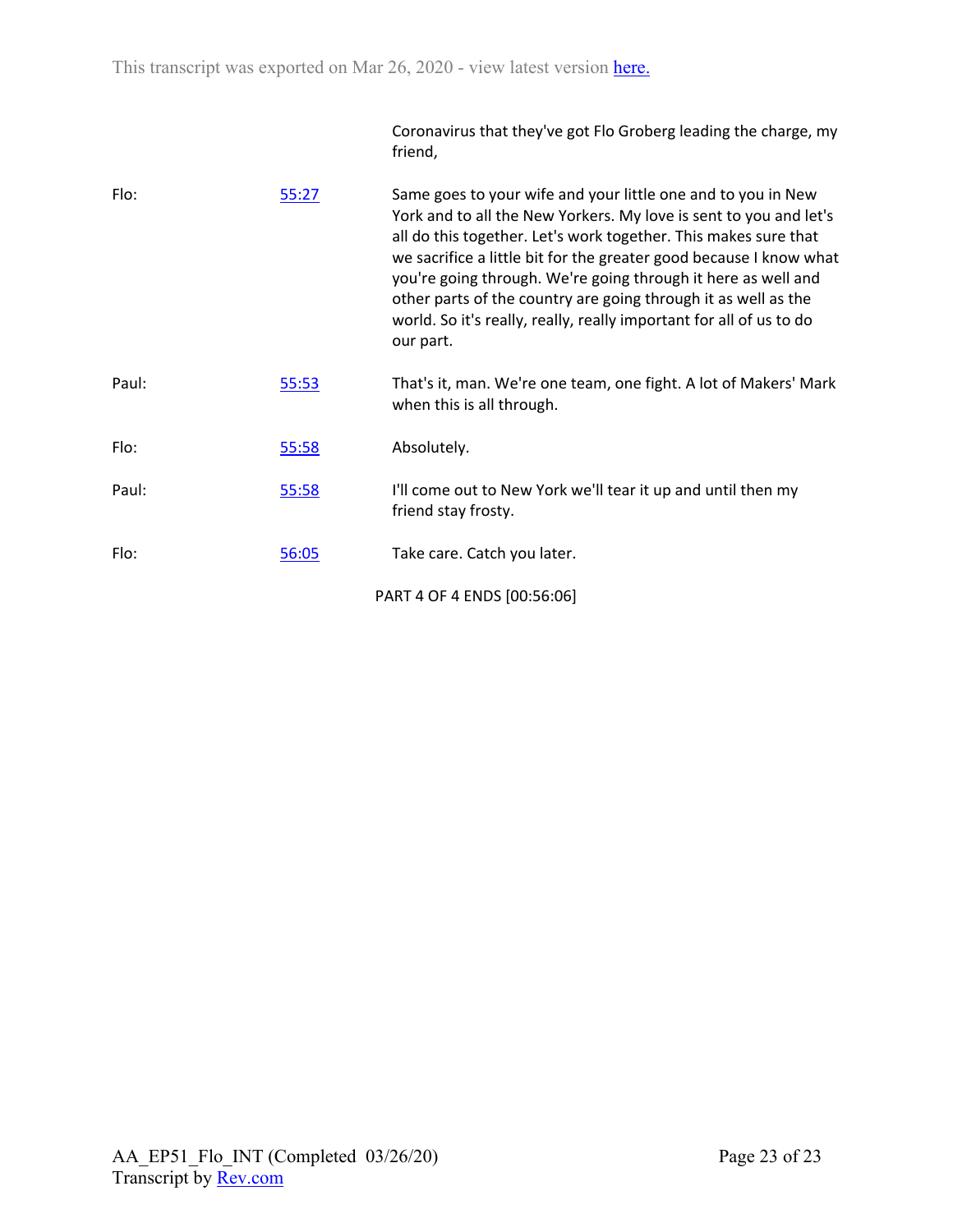| | | |
|---|---|---|
| | | Coronavirus that they've got Flo Groberg leading the charge, my friend, |
| Flo: | [55:27](#) | Same goes to your wife and your little one and to you in New York and to all the New Yorkers. My love is sent to you and let's all do this together. Let's work together. This makes sure that we sacrifice a little bit for the greater good because I know what you're going through. We're going through it here as well and other parts of the country are going through it as well as the world. So it's really, really, really important for all of us to do our part. |
| Paul: | [55:53](#) | That's it, man. We're one team, one fight. A lot of Makers' Mark when this is all through. |
| Flo: | [55:58](#) | Absolutely. |
| Paul: | [55:58](#) | I'll come out to New York we'll tear it up and until then my friend stay frosty. |
| Flo: | [56:05](#) | Take care. Catch you later. |

PART 4 OF 4 ENDS [00:56:06]